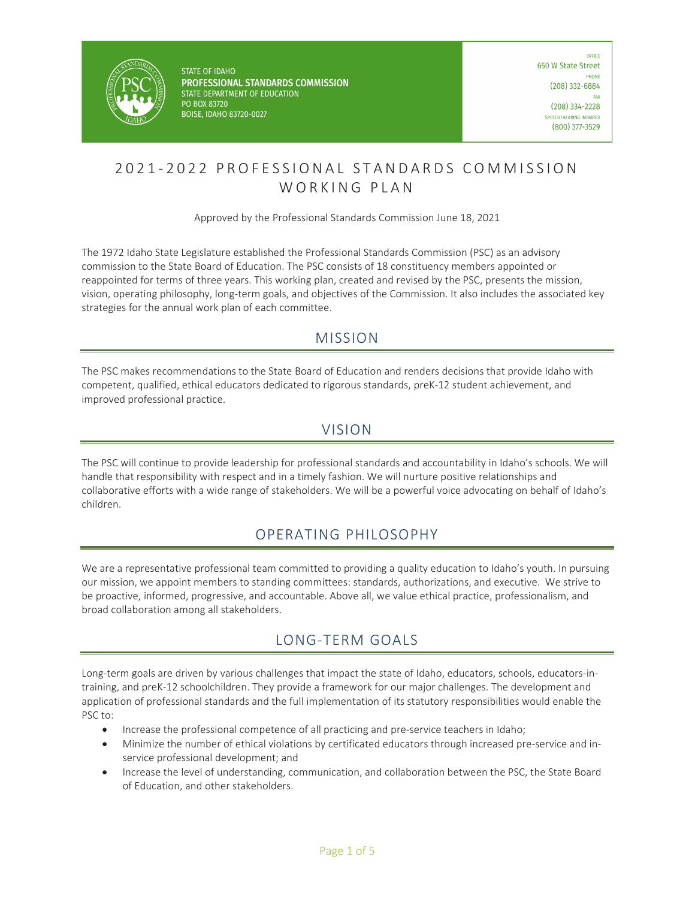STATE OF IDAHO
**PROFESSIONAL STANDARDS COMMISSION**
STATE DEPARTMENT OF EDUCATION
PO BOX 83720
BOISE, IDAHO 83720-0027

OFFICE
650 W State Street
PHONE
(208) 332-6884
FAX
(208) 334-2228
SPEECH/HEARING IMPAIRED
(800) 377-3529

# 2021-2022 PROFESSIONAL STANDARDS COMMISSION WORKING PLAN

Approved by the Professional Standards Commission June 18, 2021

The 1972 Idaho State Legislature established the Professional Standards Commission (PSC) as an advisory commission to the State Board of Education. The PSC consists of 18 constituency members appointed or reappointed for terms of three years. This working plan, created and revised by the PSC, presents the mission, vision, operating philosophy, long-term goals, and objectives of the Commission. It also includes the associated key strategies for the annual work plan of each committee.

## MISSION

The PSC makes recommendations to the State Board of Education and renders decisions that provide Idaho with competent, qualified, ethical educators dedicated to rigorous standards, preK-12 student achievement, and improved professional practice.

## VISION

The PSC will continue to provide leadership for professional standards and accountability in Idaho's schools. We will handle that responsibility with respect and in a timely fashion. We will nurture positive relationships and collaborative efforts with a wide range of stakeholders. We will be a powerful voice advocating on behalf of Idaho's children.

## OPERATING PHILOSOPHY

We are a representative professional team committed to providing a quality education to Idaho's youth. In pursuing our mission, we appoint members to standing committees: standards, authorizations, and executive. We strive to be proactive, informed, progressive, and accountable. Above all, we value ethical practice, professionalism, and broad collaboration among all stakeholders.

## LONG-TERM GOALS

Long-term goals are driven by various challenges that impact the state of Idaho, educators, schools, educators-in-training, and preK-12 schoolchildren. They provide a framework for our major challenges. The development and application of professional standards and the full implementation of its statutory responsibilities would enable the PSC to:

- Increase the professional competence of all practicing and pre-service teachers in Idaho;
- Minimize the number of ethical violations by certificated educators through increased pre-service and in-service professional development; and
- Increase the level of understanding, communication, and collaboration between the PSC, the State Board of Education, and other stakeholders.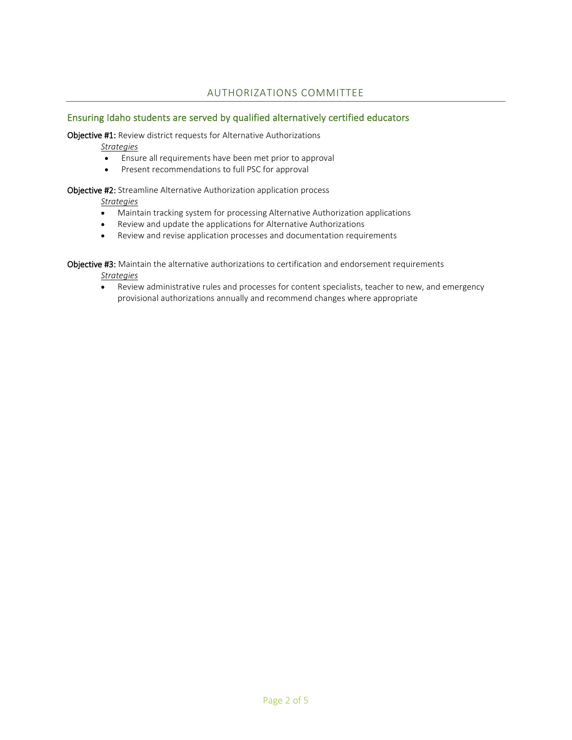## AUTHORIZATIONS COMMITTEE

### Ensuring Idaho students are served by qualified alternatively certified educators

**Objective #1:** Review district requests for Alternative Authorizations

*Strategies*

- Ensure all requirements have been met prior to approval
- Present recommendations to full PSC for approval

**Objective #2:** Streamline Alternative Authorization application process

*Strategies*

- Maintain tracking system for processing Alternative Authorization applications
- Review and update the applications for Alternative Authorizations
- Review and revise application processes and documentation requirements

**Objective #3:** Maintain the alternative authorizations to certification and endorsement requirements

*Strategies*

- Review administrative rules and processes for content specialists, teacher to new, and emergency provisional authorizations annually and recommend changes where appropriate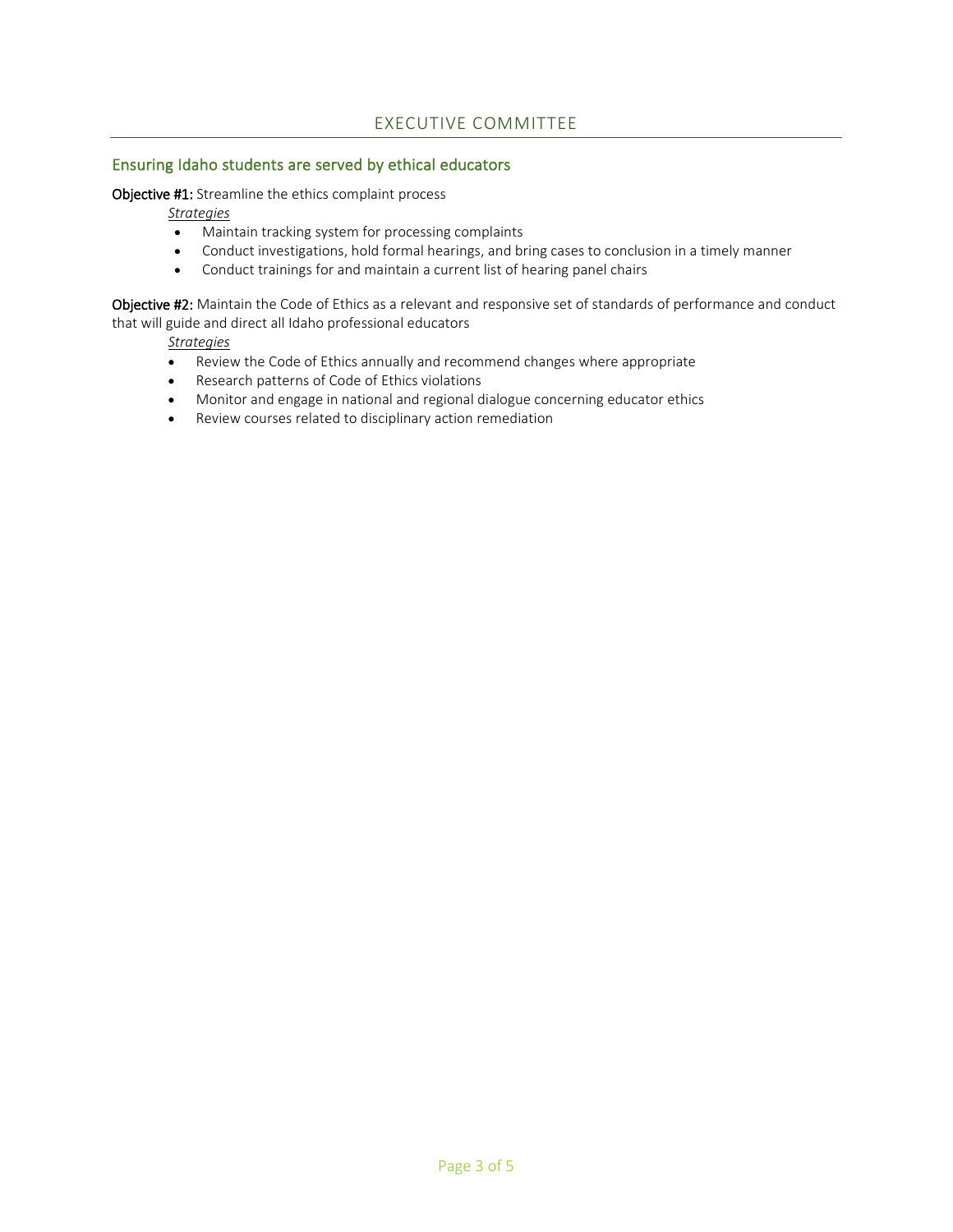# EXECUTIVE COMMITTEE

## Ensuring Idaho students are served by ethical educators

**Objective #1:** Streamline the ethics complaint process

*Strategies*

- Maintain tracking system for processing complaints
- Conduct investigations, hold formal hearings, and bring cases to conclusion in a timely manner
- Conduct trainings for and maintain a current list of hearing panel chairs

**Objective #2:** Maintain the Code of Ethics as a relevant and responsive set of standards of performance and conduct that will guide and direct all Idaho professional educators

*Strategies*

- Review the Code of Ethics annually and recommend changes where appropriate
- Research patterns of Code of Ethics violations
- Monitor and engage in national and regional dialogue concerning educator ethics
- Review courses related to disciplinary action remediation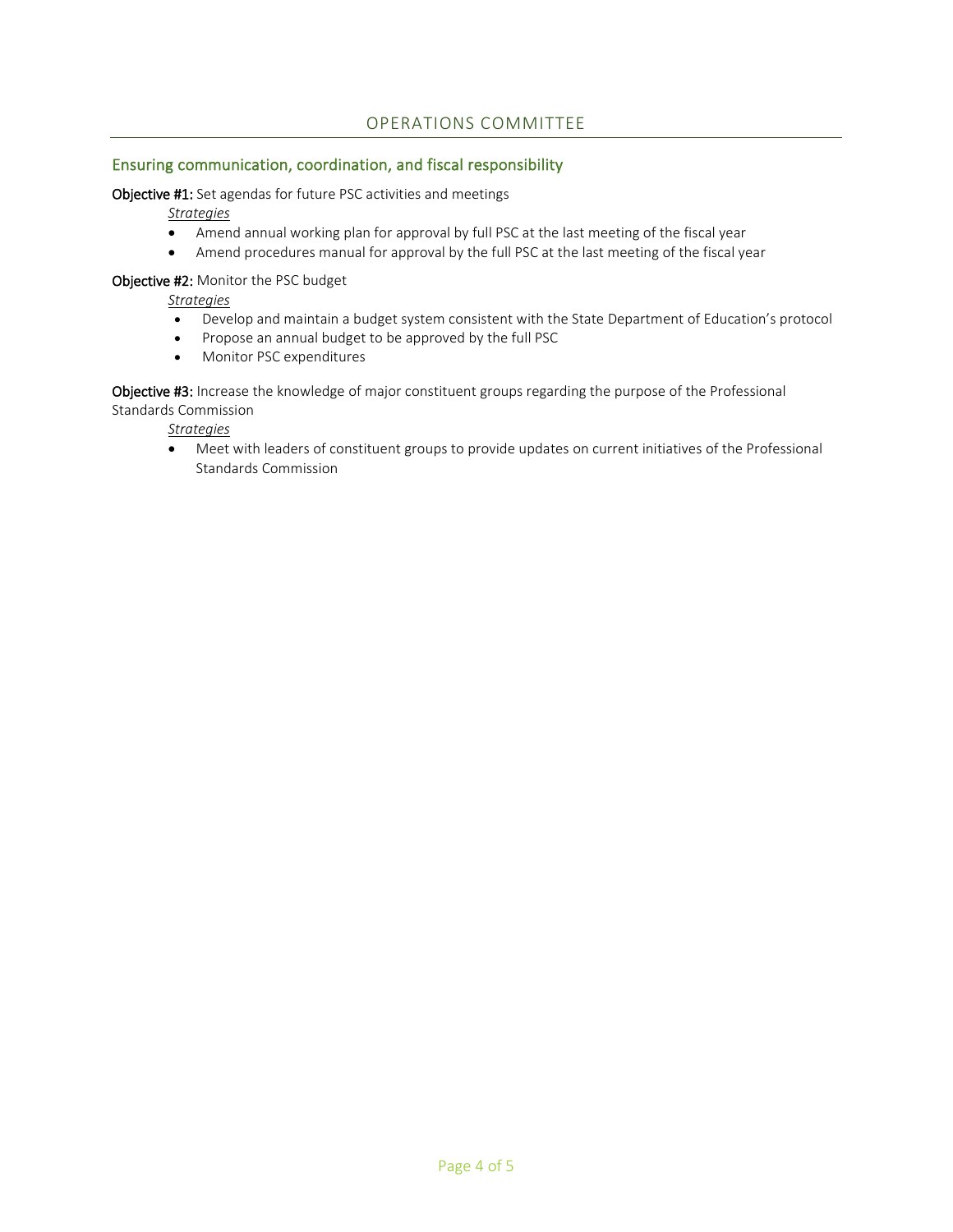# OPERATIONS COMMITTEE

## Ensuring communication, coordination, and fiscal responsibility

**Objective #1:** Set agendas for future PSC activities and meetings

*Strategies*

- Amend annual working plan for approval by full PSC at the last meeting of the fiscal year
- Amend procedures manual for approval by the full PSC at the last meeting of the fiscal year

**Objective #2:** Monitor the PSC budget

*Strategies*

- Develop and maintain a budget system consistent with the State Department of Education's protocol
- Propose an annual budget to be approved by the full PSC
- Monitor PSC expenditures

**Objective #3:** Increase the knowledge of major constituent groups regarding the purpose of the Professional Standards Commission

*Strategies*

- Meet with leaders of constituent groups to provide updates on current initiatives of the Professional Standards Commission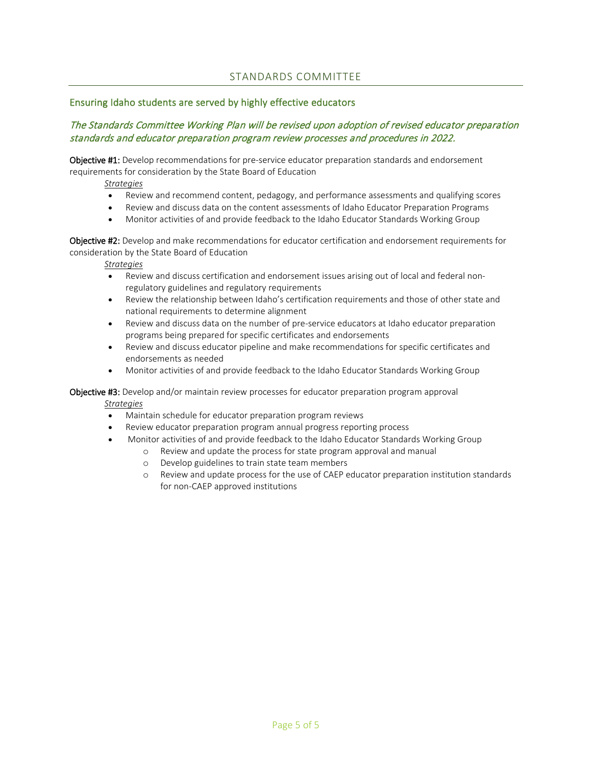## STANDARDS COMMITTEE

### Ensuring Idaho students are served by highly effective educators

*The Standards Committee Working Plan will be revised upon adoption of revised educator preparation standards and educator preparation program review processes and procedures in 2022.*

**Objective #1:** Develop recommendations for pre-service educator preparation standards and endorsement requirements for consideration by the State Board of Education

*Strategies*

- Review and recommend content, pedagogy, and performance assessments and qualifying scores
- Review and discuss data on the content assessments of Idaho Educator Preparation Programs
- Monitor activities of and provide feedback to the Idaho Educator Standards Working Group

**Objective #2:** Develop and make recommendations for educator certification and endorsement requirements for consideration by the State Board of Education

*Strategies*

- Review and discuss certification and endorsement issues arising out of local and federal non-regulatory guidelines and regulatory requirements
- Review the relationship between Idaho's certification requirements and those of other state and national requirements to determine alignment
- Review and discuss data on the number of pre-service educators at Idaho educator preparation programs being prepared for specific certificates and endorsements
- Review and discuss educator pipeline and make recommendations for specific certificates and endorsements as needed
- Monitor activities of and provide feedback to the Idaho Educator Standards Working Group

**Objective #3:** Develop and/or maintain review processes for educator preparation program approval

*Strategies*

- Maintain schedule for educator preparation program reviews
- Review educator preparation program annual progress reporting process
- Monitor activities of and provide feedback to the Idaho Educator Standards Working Group
  - Review and update the process for state program approval and manual
  - Develop guidelines to train state team members
  - Review and update process for the use of CAEP educator preparation institution standards for non-CAEP approved institutions